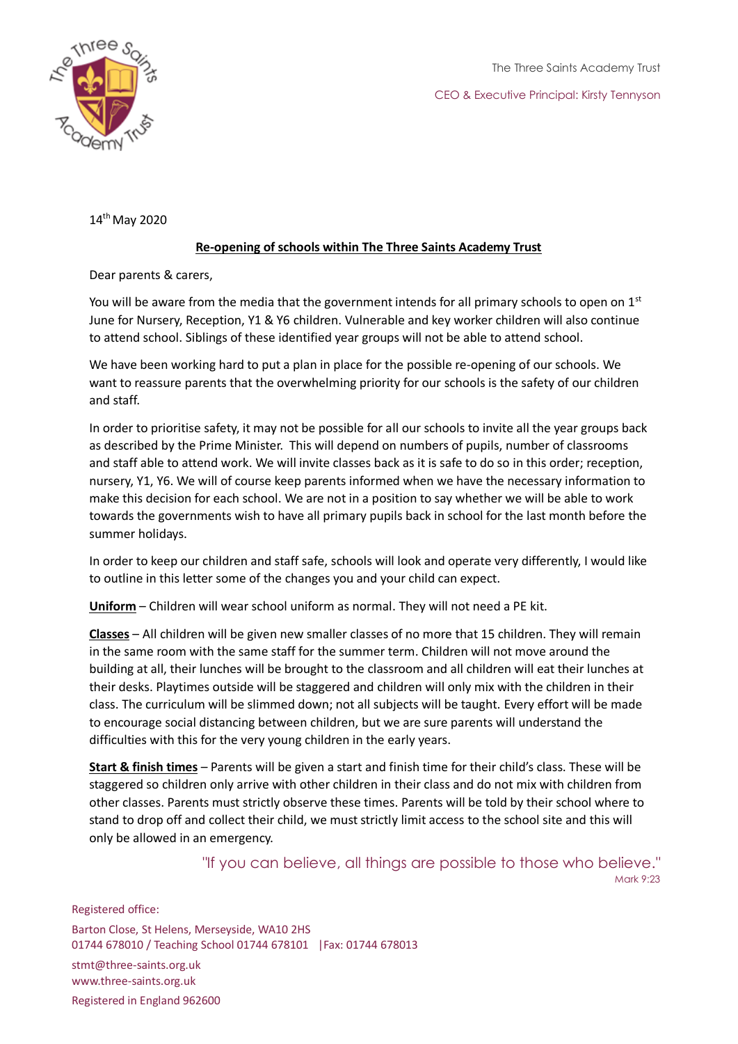The Three Saints Academy Trust

CEO & Executive Principal: Kirsty Tennyson

14th May 2020

**Re-opening of schools within The Three Saints Academy Trust**

Dear parents & carers,

You will be aware from the media that the government intends for all primary schools to open on 1st June for Nursery, Reception, Y1 & Y6 children. Vulnerable and key worker children will also continue to attend school. Siblings of these identified year groups will not be able to attend school.

We have been working hard to put a plan in place for the possible re-opening of our schools. We want to reassure parents that the overwhelming priority for our schools is the safety of our children and staff.

In order to prioritise safety, it may not be possible for all our schools to invite all the year groups back as described by the Prime Minister. This will depend on numbers of pupils, number of classrooms and staff able to attend work. We will invite classes back as it is safe to do so in this order; reception, nursery, Y1, Y6. We will of course keep parents informed when we have the necessary information to make this decision for each school. We are not in a position to say whether we will be able to work towards the governments wish to have all primary pupils back in school for the last month before the summer holidays.

In order to keep our children and staff safe, schools will look and operate very differently, I would like to outline in this letter some of the changes you and your child can expect.

**Uniform** – Children will wear school uniform as normal. They will not need a PE kit.

**Classes** – All children will be given new smaller classes of no more that 15 children. They will remain in the same room with the same staff for the summer term. Children will not move around the building at all, their lunches will be brought to the classroom and all children will eat their lunches at their desks. Playtimes outside will be staggered and children will only mix with the children in their class. The curriculum will be slimmed down; not all subjects will be taught. Every effort will be made to encourage social distancing between children, but we are sure parents will understand the difficulties with this for the very young children in the early years.

**Start & finish times** – Parents will be given a start and finish time for their child's class. These will be staggered so children only arrive with other children in their class and do not mix with children from other classes. Parents must strictly observe these times. Parents will be told by their school where to stand to drop off and collect their child, we must strictly limit access to the school site and this will only be allowed in an emergency.

"If you can believe, all things are possible to those who believe."
Mark 9:23

Registered office:
Barton Close, St Helens, Merseyside, WA10 2HS
01744 678010 / Teaching School 01744 678101 |Fax: 01744 678013
stmt@three-saints.org.uk
www.three-saints.org.uk
Registered in England 962600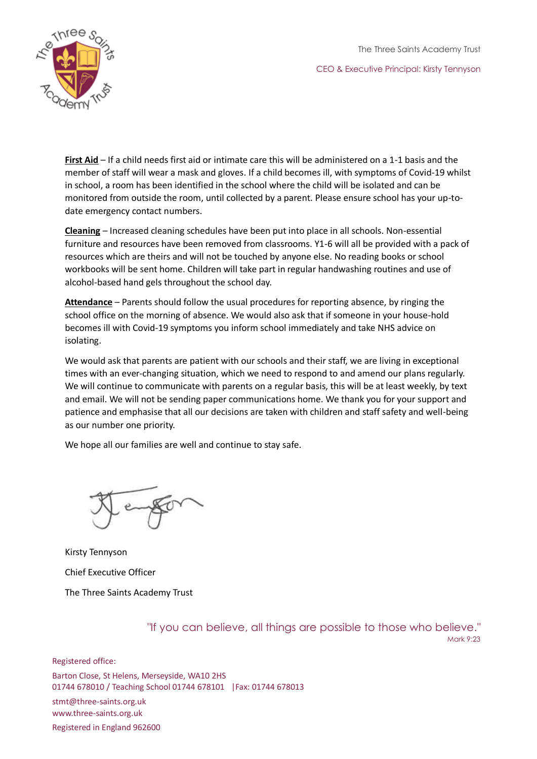**First Aid** – If a child needs first aid or intimate care this will be administered on a 1-1 basis and the member of staff will wear a mask and gloves. If a child becomes ill, with symptoms of Covid-19 whilst in school, a room has been identified in the school where the child will be isolated and can be monitored from outside the room, until collected by a parent. Please ensure school has your up-to-date emergency contact numbers.

**Cleaning** – Increased cleaning schedules have been put into place in all schools. Non-essential furniture and resources have been removed from classrooms. Y1-6 will all be provided with a pack of resources which are theirs and will not be touched by anyone else. No reading books or school workbooks will be sent home. Children will take part in regular handwashing routines and use of alcohol-based hand gels throughout the school day.

**Attendance** – Parents should follow the usual procedures for reporting absence, by ringing the school office on the morning of absence. We would also ask that if someone in your house-hold becomes ill with Covid-19 symptoms you inform school immediately and take NHS advice on isolating.

We would ask that parents are patient with our schools and their staff, we are living in exceptional times with an ever-changing situation, which we need to respond to and amend our plans regularly. We will continue to communicate with parents on a regular basis, this will be at least weekly, by text and email. We will not be sending paper communications home. We thank you for your support and patience and emphasise that all our decisions are taken with children and staff safety and well-being as our number one priority.

We hope all our families are well and continue to stay safe.

Kirsty Tennyson

Chief Executive Officer

The Three Saints Academy Trust

"If you can believe, all things are possible to those who believe."
Mark 9:23

Registered office:
Barton Close, St Helens, Merseyside, WA10 2HS
01744 678010 / Teaching School 01744 678101 |Fax: 01744 678013
stmt@three-saints.org.uk
www.three-saints.org.uk
Registered in England 962600